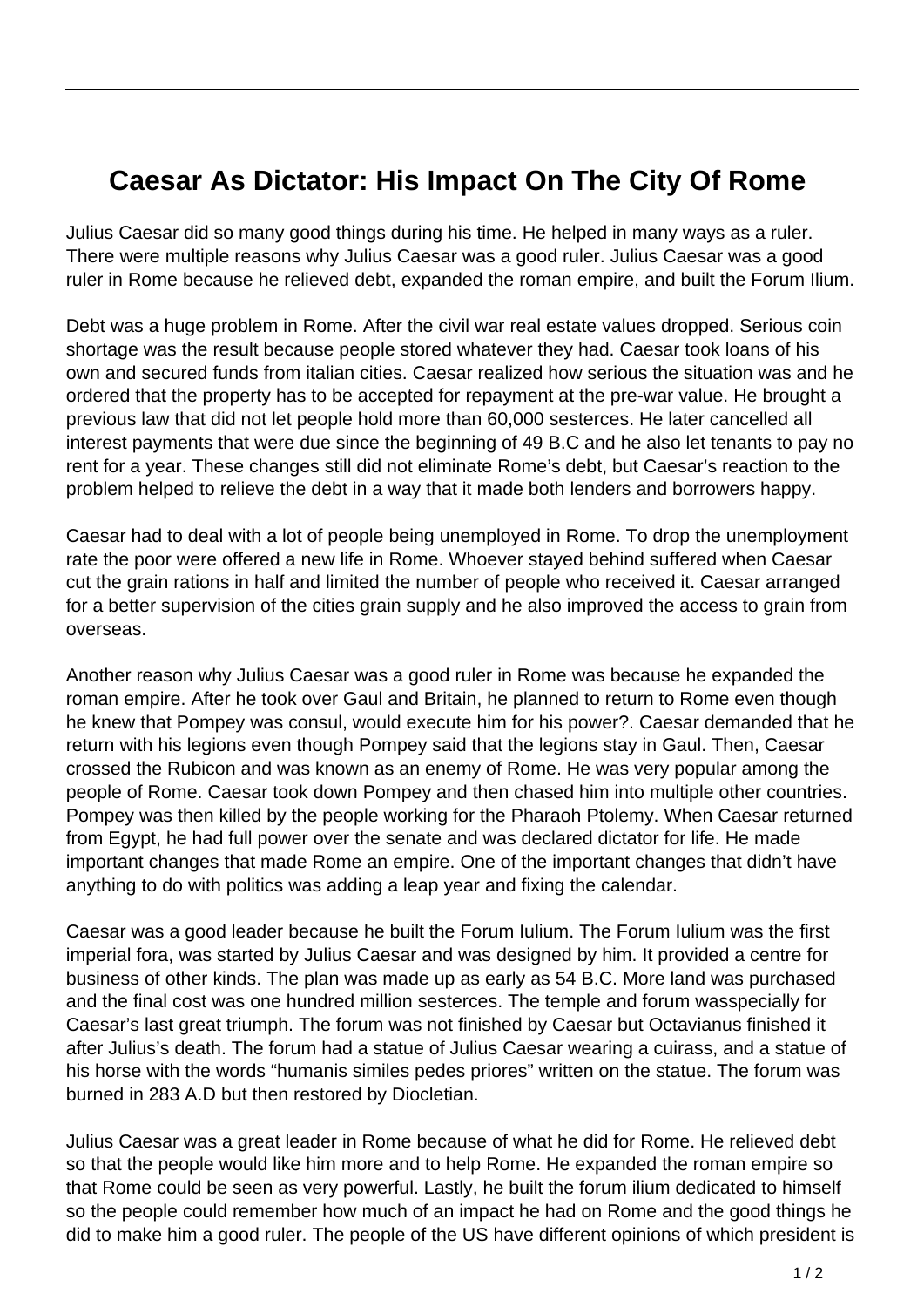# Caesar As Dictator: His Impact On The City Of Rome

Julius Caesar did so many good things during his time. He helped in many ways as a ruler. There were multiple reasons why Julius Caesar was a good ruler. Julius Caesar was a good ruler in Rome because he relieved debt, expanded the roman empire, and built the Forum Ilium.

Debt was a huge problem in Rome. After the civil war real estate values dropped. Serious coin shortage was the result because people stored whatever they had. Caesar took loans of his own and secured funds from italian cities. Caesar realized how serious the situation was and he ordered that the property has to be accepted for repayment at the pre-war value. He brought a previous law that did not let people hold more than 60,000 sesterces. He later cancelled all interest payments that were due since the beginning of 49 B.C and he also let tenants to pay no rent for a year. These changes still did not eliminate Rome's debt, but Caesar's reaction to the problem helped to relieve the debt in a way that it made both lenders and borrowers happy.

Caesar had to deal with a lot of people being unemployed in Rome. To drop the unemployment rate the poor were offered a new life in Rome. Whoever stayed behind suffered when Caesar cut the grain rations in half and limited the number of people who received it. Caesar arranged for a better supervision of the cities grain supply and he also improved the access to grain from overseas.

Another reason why Julius Caesar was a good ruler in Rome was because he expanded the roman empire. After he took over Gaul and Britain, he planned to return to Rome even though he knew that Pompey was consul, would execute him for his power?. Caesar demanded that he return with his legions even though Pompey said that the legions stay in Gaul. Then, Caesar crossed the Rubicon and was known as an enemy of Rome. He was very popular among the people of Rome. Caesar took down Pompey and then chased him into multiple other countries. Pompey was then killed by the people working for the Pharaoh Ptolemy. When Caesar returned from Egypt, he had full power over the senate and was declared dictator for life. He made important changes that made Rome an empire. One of the important changes that didn't have anything to do with politics was adding a leap year and fixing the calendar.

Caesar was a good leader because he built the Forum Iulium. The Forum Iulium was the first imperial fora, was started by Julius Caesar and was designed by him. It provided a centre for business of other kinds. The plan was made up as early as 54 B.C. More land was purchased and the final cost was one hundred million sesterces. The temple and forum wasspecially for Caesar's last great triumph. The forum was not finished by Caesar but Octavianus finished it after Julius's death. The forum had a statue of Julius Caesar wearing a cuirass, and a statue of his horse with the words "humanis similes pedes priores" written on the statue. The forum was burned in 283 A.D but then restored by Diocletian.

Julius Caesar was a great leader in Rome because of what he did for Rome. He relieved debt so that the people would like him more and to help Rome. He expanded the roman empire so that Rome could be seen as very powerful. Lastly, he built the forum ilium dedicated to himself so the people could remember how much of an impact he had on Rome and the good things he did to make him a good ruler. The people of the US have different opinions of which president is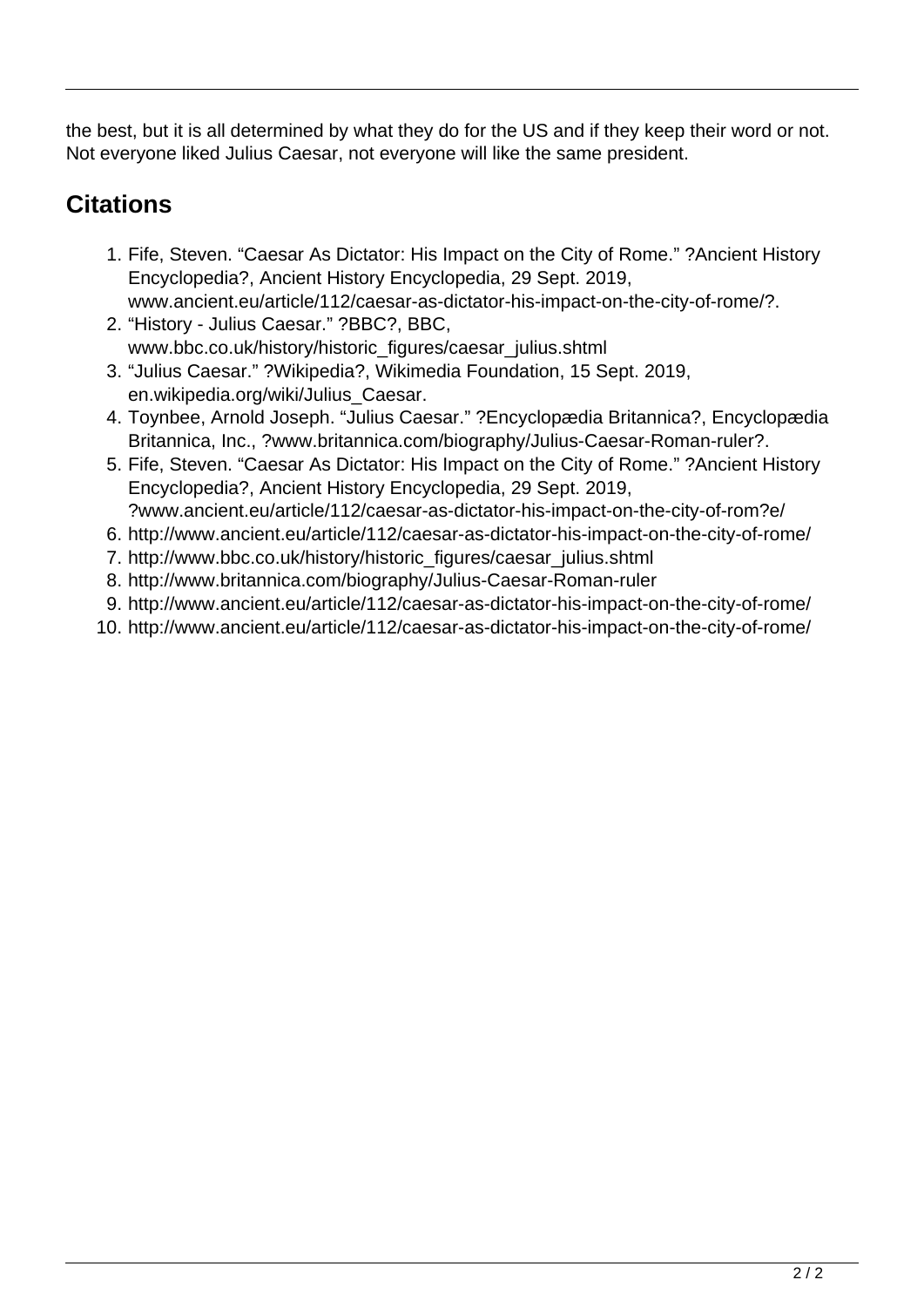the best, but it is all determined by what they do for the US and if they keep their word or not. Not everyone liked Julius Caesar, not everyone will like the same president.

## Citations

1. Fife, Steven. “Caesar As Dictator: His Impact on the City of Rome.” ?Ancient History Encyclopedia?, Ancient History Encyclopedia, 29 Sept. 2019, www.ancient.eu/article/112/caesar-as-dictator-his-impact-on-the-city-of-rome/?.
2. “History - Julius Caesar.” ?BBC?, BBC, www.bbc.co.uk/history/historic_figures/caesar_julius.shtml
3. “Julius Caesar.” ?Wikipedia?, Wikimedia Foundation, 15 Sept. 2019, en.wikipedia.org/wiki/Julius_Caesar.
4. Toynbee, Arnold Joseph. “Julius Caesar.” ?Encyclopædia Britannica?, Encyclopædia Britannica, Inc., ?www.britannica.com/biography/Julius-Caesar-Roman-ruler?.
5. Fife, Steven. “Caesar As Dictator: His Impact on the City of Rome.” ?Ancient History Encyclopedia?, Ancient History Encyclopedia, 29 Sept. 2019, ?www.ancient.eu/article/112/caesar-as-dictator-his-impact-on-the-city-of-rom?e/
6. http://www.ancient.eu/article/112/caesar-as-dictator-his-impact-on-the-city-of-rome/
7. http://www.bbc.co.uk/history/historic_figures/caesar_julius.shtml
8. http://www.britannica.com/biography/Julius-Caesar-Roman-ruler
9. http://www.ancient.eu/article/112/caesar-as-dictator-his-impact-on-the-city-of-rome/
10. http://www.ancient.eu/article/112/caesar-as-dictator-his-impact-on-the-city-of-rome/